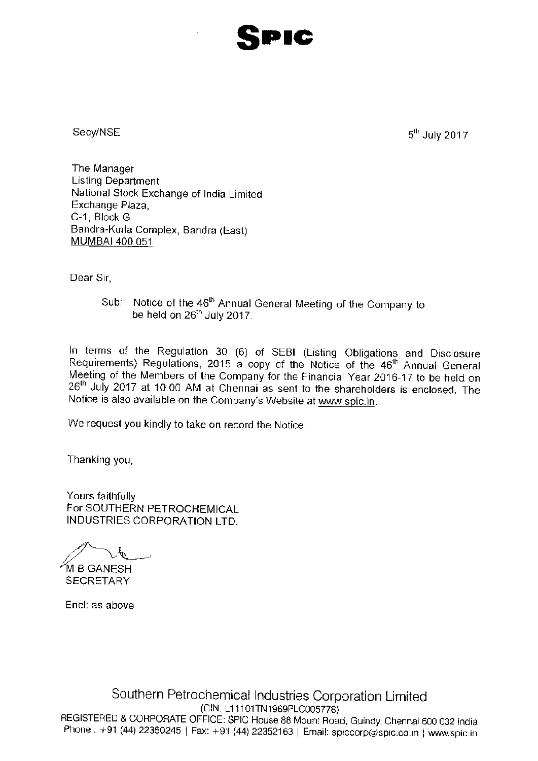# SPIC

Secy/NSE

5th July 2017

The Manager
Listing Department
National Stock Exchange of India Limited
Exchange Plaza,
C-1, Block G
Bandra-Kurla Complex, Bandra (East)
MUMBAI 400 051

Dear Sir,

Sub: Notice of the 46th Annual General Meeting of the Company to be held on 26th July 2017.

In terms of the Regulation 30 (6) of SEBI (Listing Obligations and Disclosure Requirements) Regulations, 2015 a copy of the Notice of the 46th Annual General Meeting of the Members of the Company for the Financial Year 2016-17 to be held on 26th July 2017 at 10.00 AM at Chennai as sent to the shareholders is enclosed. The Notice is also available on the Company's Website at www.spic.in.

We request you kindly to take on record the Notice.

Thanking you,

Yours faithfully
For SOUTHERN PETROCHEMICAL INDUSTRIES CORPORATION LTD.

M B GANESH
SECRETARY

Encl: as above

Southern Petrochemical Industries Corporation Limited
(CIN: L11101TN1969PLC005778)
REGISTERED & CORPORATE OFFICE: SPIC House 88 Mount Road, Guindy, Chennai 600 032 India
Phone : +91 (44) 22350245 | Fax: +91 (44) 22352163 | Email: spiccorp@spic.co.in | www.spic.in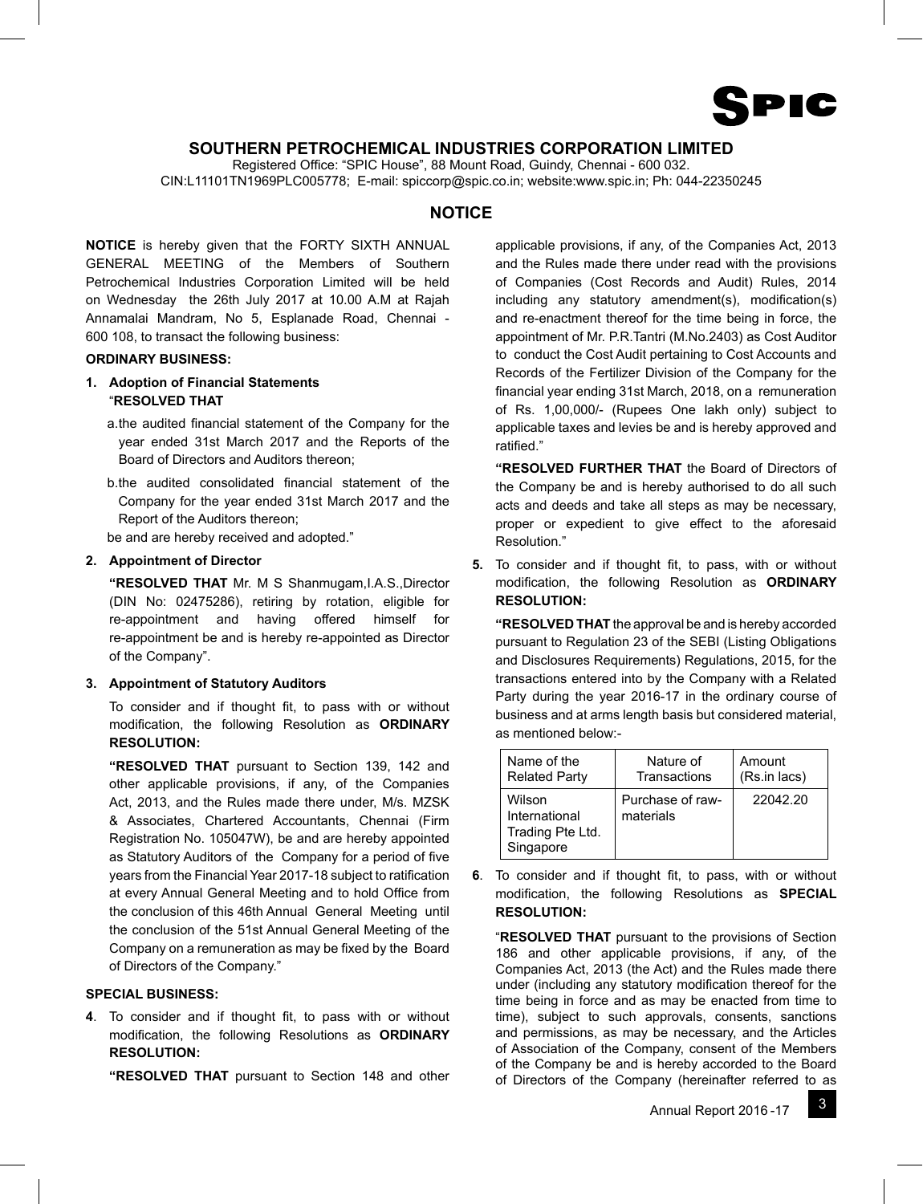# SOUTHERN PETROCHEMICAL INDUSTRIES CORPORATION LIMITED

Registered Office: "SPIC House", 88 Mount Road, Guindy, Chennai - 600 032.
CIN:L11101TN1969PLC005778; E-mail: spiccorp@spic.co.in; website:www.spic.in; Ph: 044-22350245

## NOTICE

**NOTICE** is hereby given that the FORTY SIXTH ANNUAL GENERAL MEETING of the Members of Southern Petrochemical Industries Corporation Limited will be held on Wednesday the 26th July 2017 at 10.00 A.M at Rajah Annamalai Mandram, No 5, Esplanade Road, Chennai - 600 108, to transact the following business:

### ORDINARY BUSINESS:

**1. Adoption of Financial Statements**

"**RESOLVED THAT**

a. the audited financial statement of the Company for the year ended 31st March 2017 and the Reports of the Board of Directors and Auditors thereon;

b. the audited consolidated financial statement of the Company for the year ended 31st March 2017 and the Report of the Auditors thereon;

be and are hereby received and adopted."

**2. Appointment of Director**

**"RESOLVED THAT** Mr. M S Shanmugam,I.A.S.,Director (DIN No: 02475286), retiring by rotation, eligible for re-appointment and having offered himself for re-appointment be and is hereby re-appointed as Director of the Company".

**3. Appointment of Statutory Auditors**

To consider and if thought fit, to pass with or without modification, the following Resolution as **ORDINARY RESOLUTION:**

**"RESOLVED THAT** pursuant to Section 139, 142 and other applicable provisions, if any, of the Companies Act, 2013, and the Rules made there under, M/s. MZSK & Associates, Chartered Accountants, Chennai (Firm Registration No. 105047W), be and are hereby appointed as Statutory Auditors of the Company for a period of five years from the Financial Year 2017-18 subject to ratification at every Annual General Meeting and to hold Office from the conclusion of this 46th Annual General Meeting until the conclusion of the 51st Annual General Meeting of the Company on a remuneration as may be fixed by the Board of Directors of the Company."

### SPECIAL BUSINESS:

**4**. To consider and if thought fit, to pass with or without modification, the following Resolutions as **ORDINARY RESOLUTION:**

**"RESOLVED THAT** pursuant to Section 148 and other applicable provisions, if any, of the Companies Act, 2013 and the Rules made there under read with the provisions of Companies (Cost Records and Audit) Rules, 2014 including any statutory amendment(s), modification(s) and re-enactment thereof for the time being in force, the appointment of Mr. P.R.Tantri (M.No.2403) as Cost Auditor to conduct the Cost Audit pertaining to Cost Accounts and Records of the Fertilizer Division of the Company for the financial year ending 31st March, 2018, on a remuneration of Rs. 1,00,000/- (Rupees One lakh only) subject to applicable taxes and levies be and is hereby approved and ratified."

**"RESOLVED FURTHER THAT** the Board of Directors of the Company be and is hereby authorised to do all such acts and deeds and take all steps as may be necessary, proper or expedient to give effect to the aforesaid Resolution."

**5.** To consider and if thought fit, to pass, with or without modification, the following Resolution as **ORDINARY RESOLUTION:**

**"RESOLVED THAT** the approval be and is hereby accorded pursuant to Regulation 23 of the SEBI (Listing Obligations and Disclosures Requirements) Regulations, 2015, for the transactions entered into by the Company with a Related Party during the year 2016-17 in the ordinary course of business and at arms length basis but considered material, as mentioned below:-

| Name of the Related Party | Nature of Transactions | Amount (Rs.in lacs) |
|---|---|---|
| Wilson International Trading Pte Ltd. Singapore | Purchase of raw-materials | 22042.20 |

**6**. To consider and if thought fit, to pass, with or without modification, the following Resolutions as **SPECIAL RESOLUTION:**

"**RESOLVED THAT** pursuant to the provisions of Section 186 and other applicable provisions, if any, of the Companies Act, 2013 (the Act) and the Rules made there under (including any statutory modification thereof for the time being in force and as may be enacted from time to time), subject to such approvals, consents, sanctions and permissions, as may be necessary, and the Articles of Association of the Company, consent of the Members of the Company be and is hereby accorded to the Board of Directors of the Company (hereinafter referred to as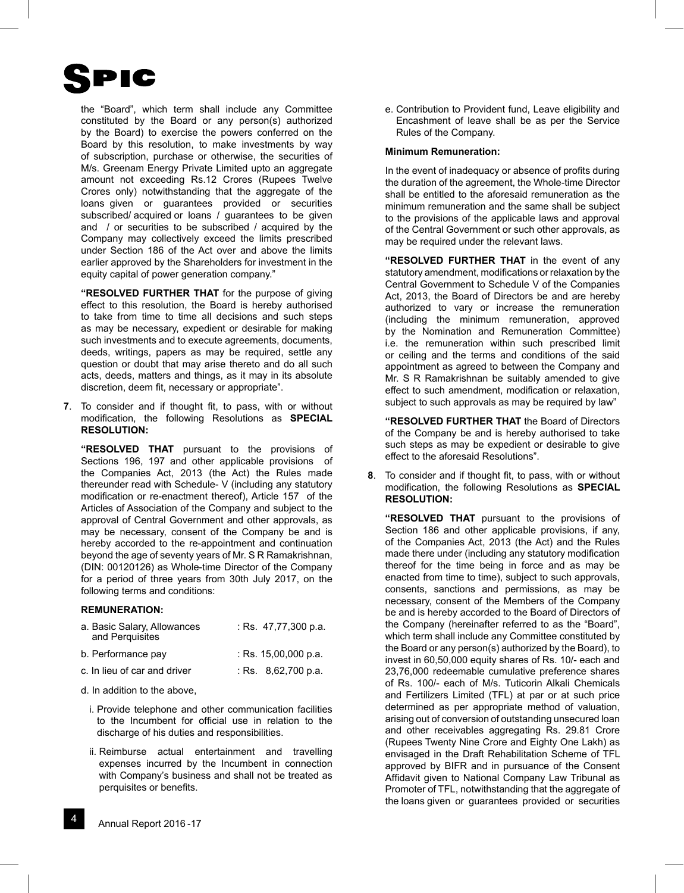the "Board", which term shall include any Committee constituted by the Board or any person(s) authorized by the Board) to exercise the powers conferred on the Board by this resolution, to make investments by way of subscription, purchase or otherwise, the securities of M/s. Greenam Energy Private Limited upto an aggregate amount not exceeding Rs.12 Crores (Rupees Twelve Crores only) notwithstanding that the aggregate of the loans given or guarantees provided or securities subscribed/ acquired or loans / guarantees to be given and / or securities to be subscribed / acquired by the Company may collectively exceed the limits prescribed under Section 186 of the Act over and above the limits earlier approved by the Shareholders for investment in the equity capital of power generation company."

**"RESOLVED FURTHER THAT** for the purpose of giving effect to this resolution, the Board is hereby authorised to take from time to time all decisions and such steps as may be necessary, expedient or desirable for making such investments and to execute agreements, documents, deeds, writings, papers as may be required, settle any question or doubt that may arise thereto and do all such acts, deeds, matters and things, as it may in its absolute discretion, deem fit, necessary or appropriate".

**7**. To consider and if thought fit, to pass, with or without modification, the following Resolutions as **SPECIAL RESOLUTION:**

**"RESOLVED THAT** pursuant to the provisions of Sections 196, 197 and other applicable provisions of the Companies Act, 2013 (the Act) the Rules made thereunder read with Schedule- V (including any statutory modification or re-enactment thereof), Article 157 of the Articles of Association of the Company and subject to the approval of Central Government and other approvals, as may be necessary, consent of the Company be and is hereby accorded to the re-appointment and continuation beyond the age of seventy years of Mr. S R Ramakrishnan, (DIN: 00120126) as Whole-time Director of the Company for a period of three years from 30th July 2017, on the following terms and conditions:

**REMUNERATION:**

| | |
|---|---|
| a. Basic Salary, Allowances and Perquisites | : Rs. 47,77,300 p.a. |
| b. Performance pay | : Rs. 15,00,000 p.a. |
| c. In lieu of car and driver | : Rs. 8,62,700 p.a. |

d. In addition to the above,

i. Provide telephone and other communication facilities to the Incumbent for official use in relation to the discharge of his duties and responsibilities.

ii. Reimburse actual entertainment and travelling expenses incurred by the Incumbent in connection with Company's business and shall not be treated as perquisites or benefits.

e. Contribution to Provident fund, Leave eligibility and Encashment of leave shall be as per the Service Rules of the Company.

**Minimum Remuneration:**

In the event of inadequacy or absence of profits during the duration of the agreement, the Whole-time Director shall be entitled to the aforesaid remuneration as the minimum remuneration and the same shall be subject to the provisions of the applicable laws and approval of the Central Government or such other approvals, as may be required under the relevant laws.

**"RESOLVED FURTHER THAT** in the event of any statutory amendment, modifications or relaxation by the Central Government to Schedule V of the Companies Act, 2013, the Board of Directors be and are hereby authorized to vary or increase the remuneration (including the minimum remuneration, approved by the Nomination and Remuneration Committee) i.e. the remuneration within such prescribed limit or ceiling and the terms and conditions of the said appointment as agreed to between the Company and Mr. S R Ramakrishnan be suitably amended to give effect to such amendment, modification or relaxation, subject to such approvals as may be required by law"

**"RESOLVED FURTHER THAT** the Board of Directors of the Company be and is hereby authorised to take such steps as may be expedient or desirable to give effect to the aforesaid Resolutions".

**8**. To consider and if thought fit, to pass, with or without modification, the following Resolutions as **SPECIAL RESOLUTION:**

**"RESOLVED THAT** pursuant to the provisions of Section 186 and other applicable provisions, if any, of the Companies Act, 2013 (the Act) and the Rules made there under (including any statutory modification thereof for the time being in force and as may be enacted from time to time), subject to such approvals, consents, sanctions and permissions, as may be necessary, consent of the Members of the Company be and is hereby accorded to the Board of Directors of the Company (hereinafter referred to as the "Board", which term shall include any Committee constituted by the Board or any person(s) authorized by the Board), to invest in 60,50,000 equity shares of Rs. 10/- each and 23,76,000 redeemable cumulative preference shares of Rs. 100/- each of M/s. Tuticorin Alkali Chemicals and Fertilizers Limited (TFL) at par or at such price determined as per appropriate method of valuation, arising out of conversion of outstanding unsecured loan and other receivables aggregating Rs. 29.81 Crore (Rupees Twenty Nine Crore and Eighty One Lakh) as envisaged in the Draft Rehabilitation Scheme of TFL approved by BIFR and in pursuance of the Consent Affidavit given to National Company Law Tribunal as Promoter of TFL, notwithstanding that the aggregate of the loans given or guarantees provided or securities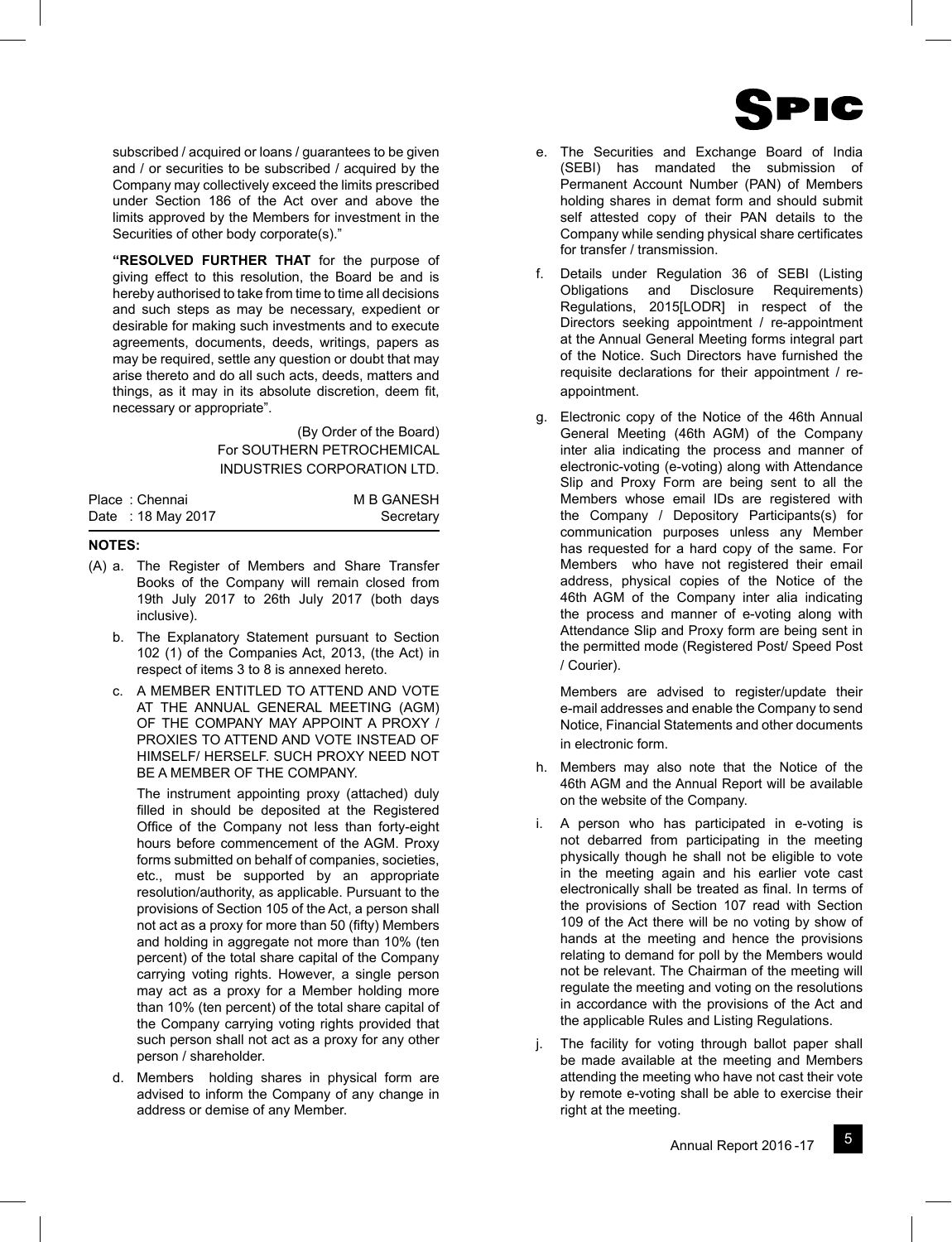subscribed / acquired or loans / guarantees to be given and / or securities to be subscribed / acquired by the Company may collectively exceed the limits prescribed under Section 186 of the Act over and above the limits approved by the Members for investment in the Securities of other body corporate(s)."

**"RESOLVED FURTHER THAT** for the purpose of giving effect to this resolution, the Board be and is hereby authorised to take from time to time all decisions and such steps as may be necessary, expedient or desirable for making such investments and to execute agreements, documents, deeds, writings, papers as may be required, settle any question or doubt that may arise thereto and do all such acts, deeds, matters and things, as it may in its absolute discretion, deem fit, necessary or appropriate".

(By Order of the Board)
For SOUTHERN PETROCHEMICAL INDUSTRIES CORPORATION LTD.

Place : Chennai
Date : 18 May 2017

M B GANESH
Secretary

**NOTES:**

(A) a. The Register of Members and Share Transfer Books of the Company will remain closed from 19th July 2017 to 26th July 2017 (both days inclusive).

b. The Explanatory Statement pursuant to Section 102 (1) of the Companies Act, 2013, (the Act) in respect of items 3 to 8 is annexed hereto.

c. A MEMBER ENTITLED TO ATTEND AND VOTE AT THE ANNUAL GENERAL MEETING (AGM) OF THE COMPANY MAY APPOINT A PROXY / PROXIES TO ATTEND AND VOTE INSTEAD OF HIMSELF/ HERSELF. SUCH PROXY NEED NOT BE A MEMBER OF THE COMPANY.

The instrument appointing proxy (attached) duly filled in should be deposited at the Registered Office of the Company not less than forty-eight hours before commencement of the AGM. Proxy forms submitted on behalf of companies, societies, etc., must be supported by an appropriate resolution/authority, as applicable. Pursuant to the provisions of Section 105 of the Act, a person shall not act as a proxy for more than 50 (fifty) Members and holding in aggregate not more than 10% (ten percent) of the total share capital of the Company carrying voting rights. However, a single person may act as a proxy for a Member holding more than 10% (ten percent) of the total share capital of the Company carrying voting rights provided that such person shall not act as a proxy for any other person / shareholder.

d. Members holding shares in physical form are advised to inform the Company of any change in address or demise of any Member.

e. The Securities and Exchange Board of India (SEBI) has mandated the submission of Permanent Account Number (PAN) of Members holding shares in demat form and should submit self attested copy of their PAN details to the Company while sending physical share certificates for transfer / transmission.

f. Details under Regulation 36 of SEBI (Listing Obligations and Disclosure Requirements) Regulations, 2015[LODR] in respect of the Directors seeking appointment / re-appointment at the Annual General Meeting forms integral part of the Notice. Such Directors have furnished the requisite declarations for their appointment / re-appointment.

g. Electronic copy of the Notice of the 46th Annual General Meeting (46th AGM) of the Company inter alia indicating the process and manner of electronic-voting (e-voting) along with Attendance Slip and Proxy Form are being sent to all the Members whose email IDs are registered with the Company / Depository Participants(s) for communication purposes unless any Member has requested for a hard copy of the same. For Members who have not registered their email address, physical copies of the Notice of the 46th AGM of the Company inter alia indicating the process and manner of e-voting along with Attendance Slip and Proxy form are being sent in the permitted mode (Registered Post/ Speed Post / Courier).

Members are advised to register/update their e-mail addresses and enable the Company to send Notice, Financial Statements and other documents in electronic form.

h. Members may also note that the Notice of the 46th AGM and the Annual Report will be available on the website of the Company.

i. A person who has participated in e-voting is not debarred from participating in the meeting physically though he shall not be eligible to vote in the meeting again and his earlier vote cast electronically shall be treated as final. In terms of the provisions of Section 107 read with Section 109 of the Act there will be no voting by show of hands at the meeting and hence the provisions relating to demand for poll by the Members would not be relevant. The Chairman of the meeting will regulate the meeting and voting on the resolutions in accordance with the provisions of the Act and the applicable Rules and Listing Regulations.

j. The facility for voting through ballot paper shall be made available at the meeting and Members attending the meeting who have not cast their vote by remote e-voting shall be able to exercise their right at the meeting.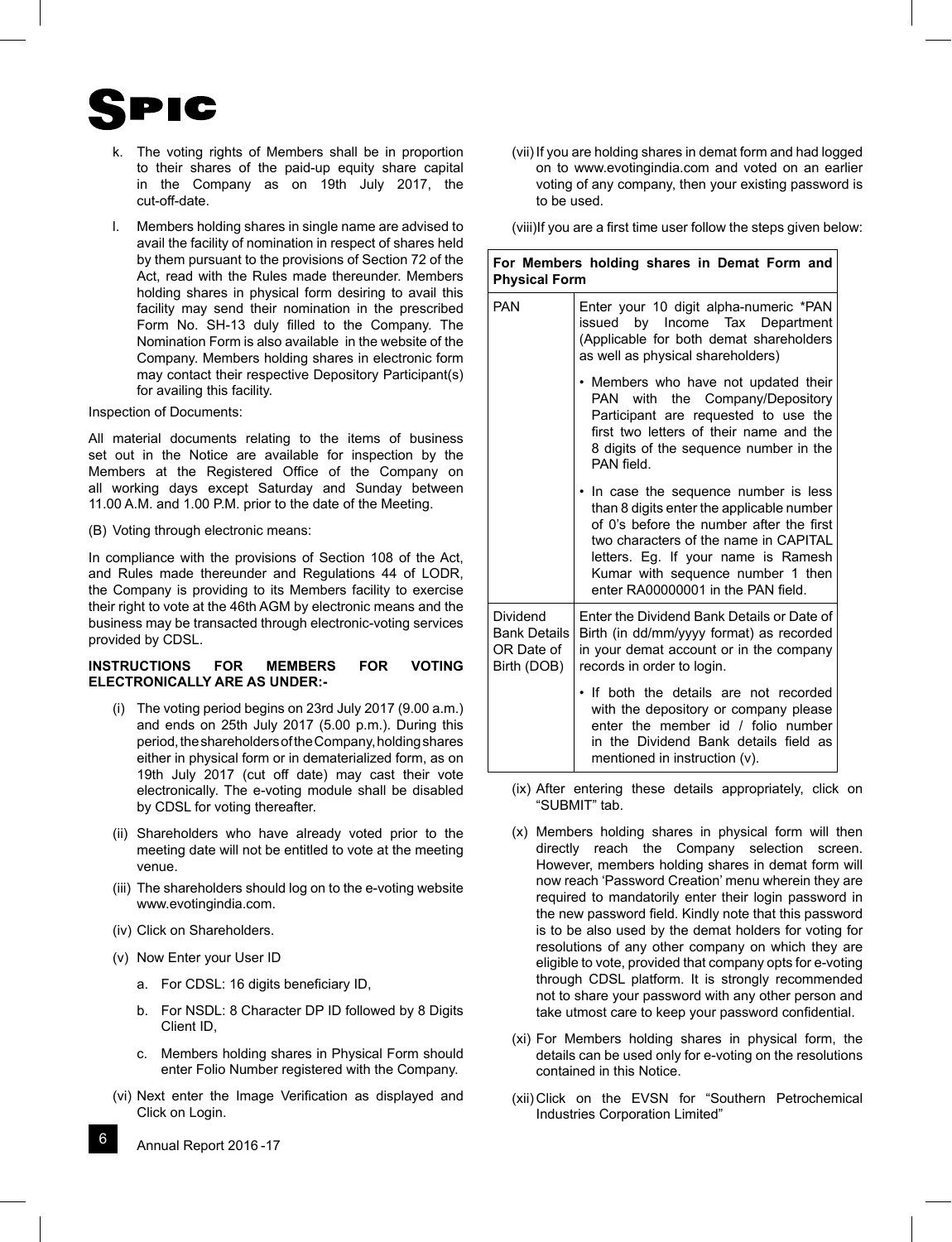k. The voting rights of Members shall be in proportion to their shares of the paid-up equity share capital in the Company as on 19th July 2017, the cut-off-date.

l. Members holding shares in single name are advised to avail the facility of nomination in respect of shares held by them pursuant to the provisions of Section 72 of the Act, read with the Rules made thereunder. Members holding shares in physical form desiring to avail this facility may send their nomination in the prescribed Form No. SH-13 duly filled to the Company. The Nomination Form is also available in the website of the Company. Members holding shares in electronic form may contact their respective Depository Participant(s) for availing this facility.

Inspection of Documents:

All material documents relating to the items of business set out in the Notice are available for inspection by the Members at the Registered Office of the Company on all working days except Saturday and Sunday between 11.00 A.M. and 1.00 P.M. prior to the date of the Meeting.

(B) Voting through electronic means:

In compliance with the provisions of Section 108 of the Act, and Rules made thereunder and Regulations 44 of LODR, the Company is providing to its Members facility to exercise their right to vote at the 46th AGM by electronic means and the business may be transacted through electronic-voting services provided by CDSL.

**INSTRUCTIONS FOR MEMBERS FOR VOTING ELECTRONICALLY ARE AS UNDER:-**

(i) The voting period begins on 23rd July 2017 (9.00 a.m.) and ends on 25th July 2017 (5.00 p.m.). During this period, the shareholders of the Company, holding shares either in physical form or in dematerialized form, as on 19th July 2017 (cut off date) may cast their vote electronically. The e-voting module shall be disabled by CDSL for voting thereafter.

(ii) Shareholders who have already voted prior to the meeting date will not be entitled to vote at the meeting venue.

(iii) The shareholders should log on to the e-voting website www.evotingindia.com.

(iv) Click on Shareholders.

(v) Now Enter your User ID

   a. For CDSL: 16 digits beneficiary ID,

   b. For NSDL: 8 Character DP ID followed by 8 Digits Client ID,

   c. Members holding shares in Physical Form should enter Folio Number registered with the Company.

(vi) Next enter the Image Verification as displayed and Click on Login.

(vii) If you are holding shares in demat form and had logged on to www.evotingindia.com and voted on an earlier voting of any company, then your existing password is to be used.

(viii) If you are a first time user follow the steps given below:

| **For Members holding shares in Demat Form and Physical Form** | |
|---|---|
| PAN | Enter your 10 digit alpha-numeric *PAN issued by Income Tax Department (Applicable for both demat shareholders as well as physical shareholders)<br>• Members who have not updated their PAN with the Company/Depository Participant are requested to use the first two letters of their name and the 8 digits of the sequence number in the PAN field.<br>• In case the sequence number is less than 8 digits enter the applicable number of 0's before the number after the first two characters of the name in CAPITAL letters. Eg. If your name is Ramesh Kumar with sequence number 1 then enter RA00000001 in the PAN field. |
| Dividend Bank Details OR Date of Birth (DOB) | Enter the Dividend Bank Details or Date of Birth (in dd/mm/yyyy format) as recorded in your demat account or in the company records in order to login.<br>• If both the details are not recorded with the depository or company please enter the member id / folio number in the Dividend Bank details field as mentioned in instruction (v). |

(ix) After entering these details appropriately, click on "SUBMIT" tab.

(x) Members holding shares in physical form will then directly reach the Company selection screen. However, members holding shares in demat form will now reach 'Password Creation' menu wherein they are required to mandatorily enter their login password in the new password field. Kindly note that this password is to be also used by the demat holders for voting for resolutions of any other company on which they are eligible to vote, provided that company opts for e-voting through CDSL platform. It is strongly recommended not to share your password with any other person and take utmost care to keep your password confidential.

(xi) For Members holding shares in physical form, the details can be used only for e-voting on the resolutions contained in this Notice.

(xii) Click on the EVSN for "Southern Petrochemical Industries Corporation Limited"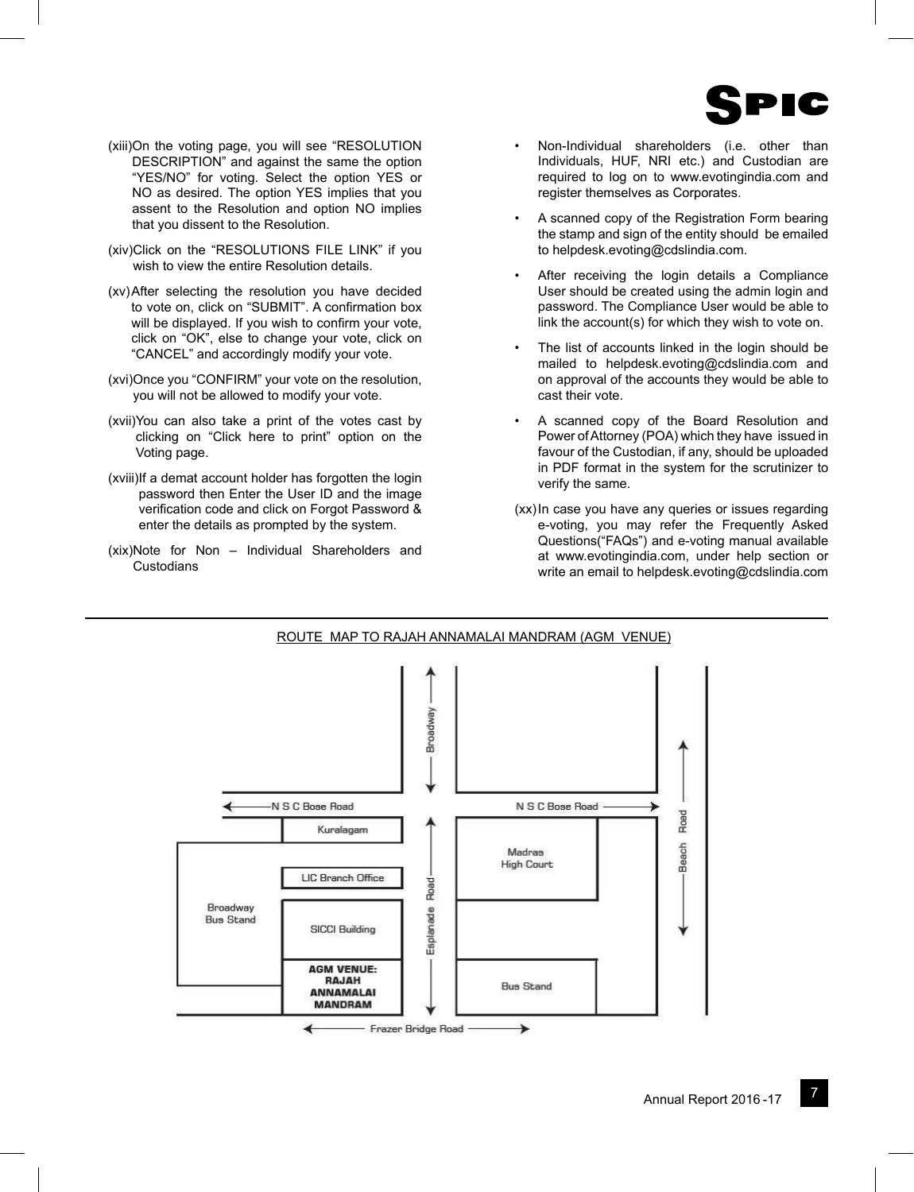(xiii) On the voting page, you will see "RESOLUTION DESCRIPTION" and against the same the option "YES/NO" for voting. Select the option YES or NO as desired. The option YES implies that you assent to the Resolution and option NO implies that you dissent to the Resolution.

(xiv) Click on the "RESOLUTIONS FILE LINK" if you wish to view the entire Resolution details.

(xv) After selecting the resolution you have decided to vote on, click on "SUBMIT". A confirmation box will be displayed. If you wish to confirm your vote, click on "OK", else to change your vote, click on "CANCEL" and accordingly modify your vote.

(xvi) Once you "CONFIRM" your vote on the resolution, you will not be allowed to modify your vote.

(xvii) You can also take a print of the votes cast by clicking on "Click here to print" option on the Voting page.

(xviii) If a demat account holder has forgotten the login password then Enter the User ID and the image verification code and click on Forgot Password & enter the details as prompted by the system.

(xix) Note for Non – Individual Shareholders and Custodians

- Non-Individual shareholders (i.e. other than Individuals, HUF, NRI etc.) and Custodian are required to log on to www.evotingindia.com and register themselves as Corporates.
- A scanned copy of the Registration Form bearing the stamp and sign of the entity should be emailed to helpdesk.evoting@cdslindia.com.
- After receiving the login details a Compliance User should be created using the admin login and password. The Compliance User would be able to link the account(s) for which they wish to vote on.
- The list of accounts linked in the login should be mailed to helpdesk.evoting@cdslindia.com and on approval of the accounts they would be able to cast their vote.
- A scanned copy of the Board Resolution and Power of Attorney (POA) which they have issued in favour of the Custodian, if any, should be uploaded in PDF format in the system for the scrutinizer to verify the same.

(xx) In case you have any queries or issues regarding e-voting, you may refer the Frequently Asked Questions("FAQs") and e-voting manual available at www.evotingindia.com, under help section or write an email to helpdesk.evoting@cdslindia.com

ROUTE MAP TO RAJAH ANNAMALAI MANDRAM (AGM VENUE)

Broadway | N S C Bose Road | Beach Road | Kuralagam | Madras High Court | LIC Branch Office | Esplanade Road | Broadway Bus Stand | SICCI Building | **AGM VENUE: RAJAH ANNAMALAI MANDRAM** | Bus Stand | Frazer Bridge Road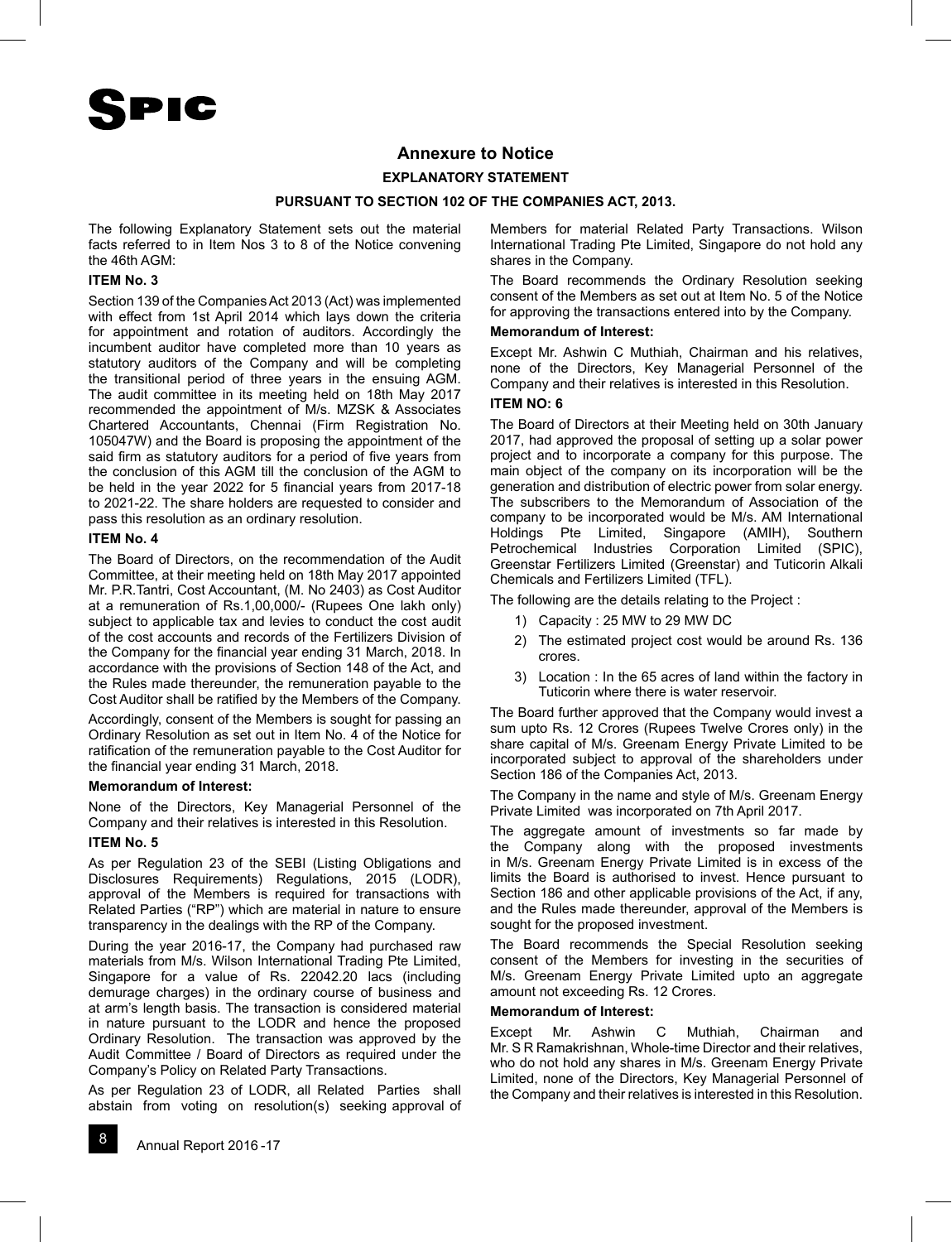# Annexure to Notice

## EXPLANATORY STATEMENT

### PURSUANT TO SECTION 102 OF THE COMPANIES ACT, 2013.

The following Explanatory Statement sets out the material facts referred to in Item Nos 3 to 8 of the Notice convening the 46th AGM:

**ITEM No. 3**

Section 139 of the Companies Act 2013 (Act) was implemented with effect from 1st April 2014 which lays down the criteria for appointment and rotation of auditors. Accordingly the incumbent auditor have completed more than 10 years as statutory auditors of the Company and will be completing the transitional period of three years in the ensuing AGM. The audit committee in its meeting held on 18th May 2017 recommended the appointment of M/s. MZSK & Associates Chartered Accountants, Chennai (Firm Registration No. 105047W) and the Board is proposing the appointment of the said firm as statutory auditors for a period of five years from the conclusion of this AGM till the conclusion of the AGM to be held in the year 2022 for 5 financial years from 2017-18 to 2021-22. The share holders are requested to consider and pass this resolution as an ordinary resolution.

**ITEM No. 4**

The Board of Directors, on the recommendation of the Audit Committee, at their meeting held on 18th May 2017 appointed Mr. P.R.Tantri, Cost Accountant, (M. No 2403) as Cost Auditor at a remuneration of Rs.1,00,000/- (Rupees One lakh only) subject to applicable tax and levies to conduct the cost audit of the cost accounts and records of the Fertilizers Division of the Company for the financial year ending 31 March, 2018. In accordance with the provisions of Section 148 of the Act, and the Rules made thereunder, the remuneration payable to the Cost Auditor shall be ratified by the Members of the Company.

Accordingly, consent of the Members is sought for passing an Ordinary Resolution as set out in Item No. 4 of the Notice for ratification of the remuneration payable to the Cost Auditor for the financial year ending 31 March, 2018.

**Memorandum of Interest:**

None of the Directors, Key Managerial Personnel of the Company and their relatives is interested in this Resolution.

**ITEM No. 5**

As per Regulation 23 of the SEBI (Listing Obligations and Disclosures Requirements) Regulations, 2015 (LODR), approval of the Members is required for transactions with Related Parties ("RP") which are material in nature to ensure transparency in the dealings with the RP of the Company.

During the year 2016-17, the Company had purchased raw materials from M/s. Wilson International Trading Pte Limited, Singapore for a value of Rs. 22042.20 lacs (including demurage charges) in the ordinary course of business and at arm's length basis. The transaction is considered material in nature pursuant to the LODR and hence the proposed Ordinary Resolution. The transaction was approved by the Audit Committee / Board of Directors as required under the Company's Policy on Related Party Transactions.

As per Regulation 23 of LODR, all Related Parties shall abstain from voting on resolution(s) seeking approval of Members for material Related Party Transactions. Wilson International Trading Pte Limited, Singapore do not hold any shares in the Company.

The Board recommends the Ordinary Resolution seeking consent of the Members as set out at Item No. 5 of the Notice for approving the transactions entered into by the Company.

**Memorandum of Interest:**

Except Mr. Ashwin C Muthiah, Chairman and his relatives, none of the Directors, Key Managerial Personnel of the Company and their relatives is interested in this Resolution.

**ITEM NO: 6**

The Board of Directors at their Meeting held on 30th January 2017, had approved the proposal of setting up a solar power project and to incorporate a company for this purpose. The main object of the company on its incorporation will be the generation and distribution of electric power from solar energy. The subscribers to the Memorandum of Association of the company to be incorporated would be M/s. AM International Holdings Pte Limited, Singapore (AMIH), Southern Petrochemical Industries Corporation Limited (SPIC), Greenstar Fertilizers Limited (Greenstar) and Tuticorin Alkali Chemicals and Fertilizers Limited (TFL).

The following are the details relating to the Project :

1) Capacity : 25 MW to 29 MW DC
2) The estimated project cost would be around Rs. 136 crores.
3) Location : In the 65 acres of land within the factory in Tuticorin where there is water reservoir.

The Board further approved that the Company would invest a sum upto Rs. 12 Crores (Rupees Twelve Crores only) in the share capital of M/s. Greenam Energy Private Limited to be incorporated subject to approval of the shareholders under Section 186 of the Companies Act, 2013.

The Company in the name and style of M/s. Greenam Energy Private Limited was incorporated on 7th April 2017.

The aggregate amount of investments so far made by the Company along with the proposed investments in M/s. Greenam Energy Private Limited is in excess of the limits the Board is authorised to invest. Hence pursuant to Section 186 and other applicable provisions of the Act, if any, and the Rules made thereunder, approval of the Members is sought for the proposed investment.

The Board recommends the Special Resolution seeking consent of the Members for investing in the securities of M/s. Greenam Energy Private Limited upto an aggregate amount not exceeding Rs. 12 Crores.

**Memorandum of Interest:**

Except Mr. Ashwin C Muthiah, Chairman and Mr. S R Ramakrishnan, Whole-time Director and their relatives, who do not hold any shares in M/s. Greenam Energy Private Limited, none of the Directors, Key Managerial Personnel of the Company and their relatives is interested in this Resolution.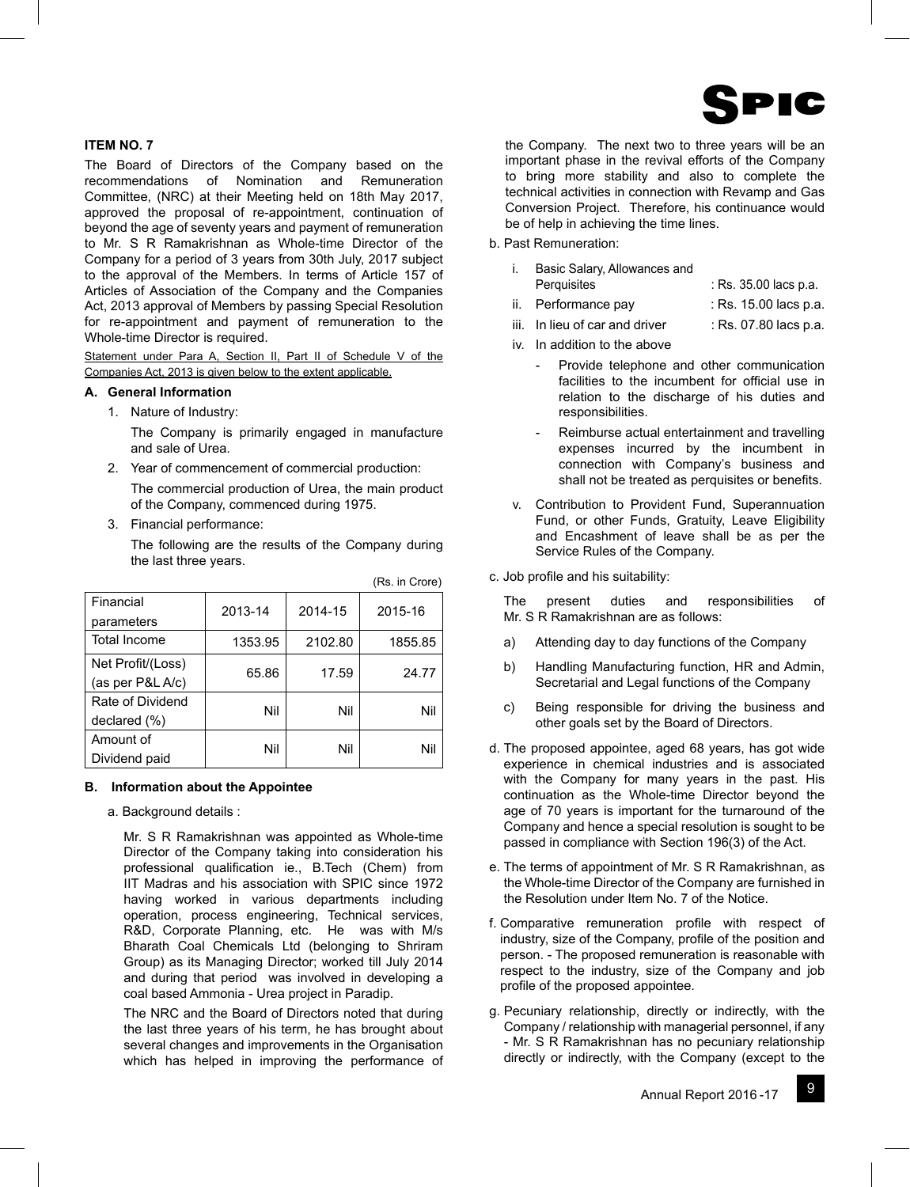### ITEM NO. 7

The Board of Directors of the Company based on the recommendations of Nomination and Remuneration Committee, (NRC) at their Meeting held on 18th May 2017, approved the proposal of re-appointment, continuation of beyond the age of seventy years and payment of remuneration to Mr. S R Ramakrishnan as Whole-time Director of the Company for a period of 3 years from 30th July, 2017 subject to the approval of the Members. In terms of Article 157 of Articles of Association of the Company and the Companies Act, 2013 approval of Members by passing Special Resolution for re-appointment and payment of remuneration to the Whole-time Director is required.

Statement under Para A, Section II, Part II of Schedule V of the Companies Act, 2013 is given below to the extent applicable.

**A. General Information**

1. Nature of Industry:

   The Company is primarily engaged in manufacture and sale of Urea.

2. Year of commencement of commercial production:

   The commercial production of Urea, the main product of the Company, commenced during 1975.

3. Financial performance:

   The following are the results of the Company during the last three years.

(Rs. in Crore)

| Financial parameters | 2013-14 | 2014-15 | 2015-16 |
|---|---|---|---|
| Total Income | 1353.95 | 2102.80 | 1855.85 |
| Net Profit/(Loss) (as per P&L A/c) | 65.86 | 17.59 | 24.77 |
| Rate of Dividend declared (%) | Nil | Nil | Nil |
| Amount of Dividend paid | Nil | Nil | Nil |

**B. Information about the Appointee**

a. Background details :

Mr. S R Ramakrishnan was appointed as Whole-time Director of the Company taking into consideration his professional qualification ie., B.Tech (Chem) from IIT Madras and his association with SPIC since 1972 having worked in various departments including operation, process engineering, Technical services, R&D, Corporate Planning, etc. He was with M/s Bharath Coal Chemicals Ltd (belonging to Shriram Group) as its Managing Director; worked till July 2014 and during that period was involved in developing a coal based Ammonia - Urea project in Paradip.

The NRC and the Board of Directors noted that during the last three years of his term, he has brought about several changes and improvements in the Organisation which has helped in improving the performance of the Company. The next two to three years will be an important phase in the revival efforts of the Company to bring more stability and also to complete the technical activities in connection with Revamp and Gas Conversion Project. Therefore, his continuance would be of help in achieving the time lines.

b. Past Remuneration:

i. Basic Salary, Allowances and Perquisites : Rs. 35.00 lacs p.a.

ii. Performance pay : Rs. 15.00 lacs p.a.

iii. In lieu of car and driver : Rs. 07.80 lacs p.a.

iv. In addition to the above

- Provide telephone and other communication facilities to the incumbent for official use in relation to the discharge of his duties and responsibilities.
- Reimburse actual entertainment and travelling expenses incurred by the incumbent in connection with Company's business and shall not be treated as perquisites or benefits.

v. Contribution to Provident Fund, Superannuation Fund, or other Funds, Gratuity, Leave Eligibility and Encashment of leave shall be as per the Service Rules of the Company.

c. Job profile and his suitability:

The present duties and responsibilities of Mr. S R Ramakrishnan are as follows:

a) Attending day to day functions of the Company

b) Handling Manufacturing function, HR and Admin, Secretarial and Legal functions of the Company

c) Being responsible for driving the business and other goals set by the Board of Directors.

d. The proposed appointee, aged 68 years, has got wide experience in chemical industries and is associated with the Company for many years in the past. His continuation as the Whole-time Director beyond the age of 70 years is important for the turnaround of the Company and hence a special resolution is sought to be passed in compliance with Section 196(3) of the Act.

e. The terms of appointment of Mr. S R Ramakrishnan, as the Whole-time Director of the Company are furnished in the Resolution under Item No. 7 of the Notice.

f. Comparative remuneration profile with respect of industry, size of the Company, profile of the position and person. - The proposed remuneration is reasonable with respect to the industry, size of the Company and job profile of the proposed appointee.

g. Pecuniary relationship, directly or indirectly, with the Company / relationship with managerial personnel, if any - Mr. S R Ramakrishnan has no pecuniary relationship directly or indirectly, with the Company (except to the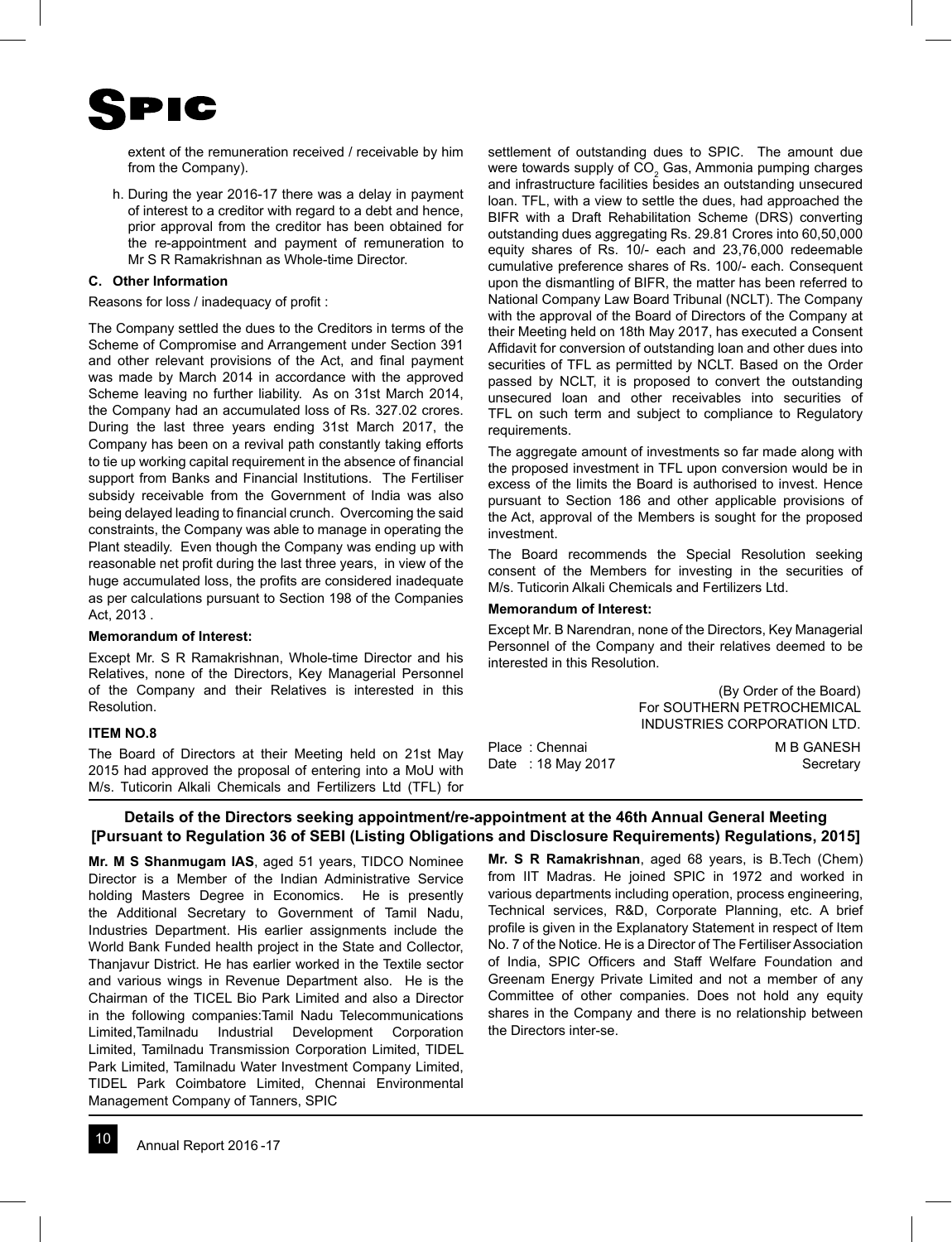extent of the remuneration received / receivable by him from the Company).

h. During the year 2016-17 there was a delay in payment of interest to a creditor with regard to a debt and hence, prior approval from the creditor has been obtained for the re-appointment and payment of remuneration to Mr S R Ramakrishnan as Whole-time Director.

**C. Other Information**

Reasons for loss / inadequacy of profit :

The Company settled the dues to the Creditors in terms of the Scheme of Compromise and Arrangement under Section 391 and other relevant provisions of the Act, and final payment was made by March 2014 in accordance with the approved Scheme leaving no further liability. As on 31st March 2014, the Company had an accumulated loss of Rs. 327.02 crores. During the last three years ending 31st March 2017, the Company has been on a revival path constantly taking efforts to tie up working capital requirement in the absence of financial support from Banks and Financial Institutions. The Fertiliser subsidy receivable from the Government of India was also being delayed leading to financial crunch. Overcoming the said constraints, the Company was able to manage in operating the Plant steadily. Even though the Company was ending up with reasonable net profit during the last three years, in view of the huge accumulated loss, the profits are considered inadequate as per calculations pursuant to Section 198 of the Companies Act, 2013 .

**Memorandum of Interest:**

Except Mr. S R Ramakrishnan, Whole-time Director and his Relatives, none of the Directors, Key Managerial Personnel of the Company and their Relatives is interested in this Resolution.

**ITEM NO.8**

The Board of Directors at their Meeting held on 21st May 2015 had approved the proposal of entering into a MoU with M/s. Tuticorin Alkali Chemicals and Fertilizers Ltd (TFL) for settlement of outstanding dues to SPIC. The amount due were towards supply of $CO_2$ Gas, Ammonia pumping charges and infrastructure facilities besides an outstanding unsecured loan. TFL, with a view to settle the dues, had approached the BIFR with a Draft Rehabilitation Scheme (DRS) converting outstanding dues aggregating Rs. 29.81 Crores into 60,50,000 equity shares of Rs. 10/- each and 23,76,000 redeemable cumulative preference shares of Rs. 100/- each. Consequent upon the dismantling of BIFR, the matter has been referred to National Company Law Board Tribunal (NCLT). The Company with the approval of the Board of Directors of the Company at their Meeting held on 18th May 2017, has executed a Consent Affidavit for conversion of outstanding loan and other dues into securities of TFL as permitted by NCLT. Based on the Order passed by NCLT, it is proposed to convert the outstanding unsecured loan and other receivables into securities of TFL on such term and subject to compliance to Regulatory requirements.

The aggregate amount of investments so far made along with the proposed investment in TFL upon conversion would be in excess of the limits the Board is authorised to invest. Hence pursuant to Section 186 and other applicable provisions of the Act, approval of the Members is sought for the proposed investment.

The Board recommends the Special Resolution seeking consent of the Members for investing in the securities of M/s. Tuticorin Alkali Chemicals and Fertilizers Ltd.

**Memorandum of Interest:**

Except Mr. B Narendran, one of the Directors, none of the Directors, Key Managerial Personnel of the Company and their relatives deemed to be interested in this Resolution.

(By Order of the Board)
For SOUTHERN PETROCHEMICAL INDUSTRIES CORPORATION LTD.

Place : Chennai
Date : 18 May 2017

M B GANESH
Secretary

## Details of the Directors seeking appointment/re-appointment at the 46th Annual General Meeting [Pursuant to Regulation 36 of SEBI (Listing Obligations and Disclosure Requirements) Regulations, 2015]

**Mr. M S Shanmugam IAS**, aged 51 years, TIDCO Nominee Director is a Member of the Indian Administrative Service holding Masters Degree in Economics. He is presently the Additional Secretary to Government of Tamil Nadu, Industries Department. His earlier assignments include the World Bank Funded health project in the State and Collector, Thanjavur District. He has earlier worked in the Textile sector and various wings in Revenue Department also. He is the Chairman of the TICEL Bio Park Limited and also a Director in the following companies:Tamil Nadu Telecommunications Limited,Tamilnadu Industrial Development Corporation Limited, Tamilnadu Transmission Corporation Limited, TIDEL Park Limited, Tamilnadu Water Investment Company Limited, TIDEL Park Coimbatore Limited, Chennai Environmental Management Company of Tanners, SPIC

**Mr. S R Ramakrishnan**, aged 68 years, is B.Tech (Chem) from IIT Madras. He joined SPIC in 1972 and worked in various departments including operation, process engineering, Technical services, R&D, Corporate Planning, etc. A brief profile is given in the Explanatory Statement in respect of Item No. 7 of the Notice. He is a Director of The Fertiliser Association of India, SPIC Officers and Staff Welfare Foundation and Greenam Energy Private Limited and not a member of any Committee of other companies. Does not hold any equity shares in the Company and there is no relationship between the Directors inter-se.